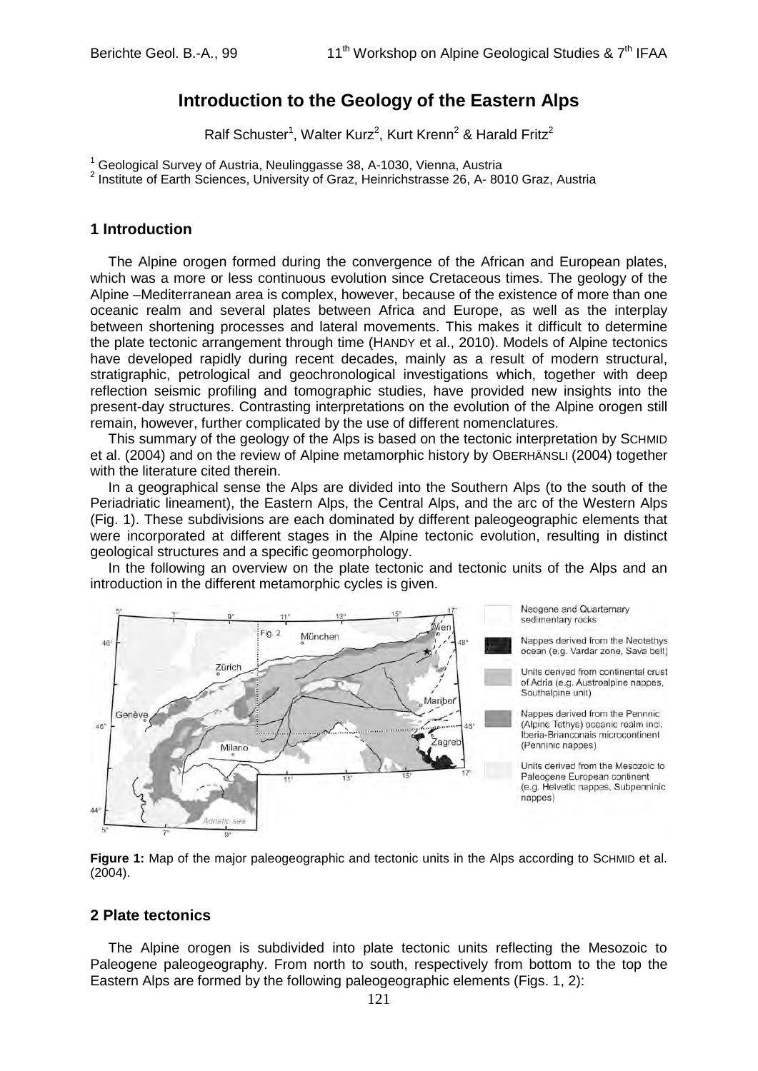# Introduction to the Geology of the Eastern Alps

Ralf Schuster[1], Walter Kurz[2], Kurt Krenn[2] & Harald Fritz[2]

[1] Geological Survey of Austria, Neulinggasse 38, A-1030, Vienna, Austria
[2] Institute of Earth Sciences, University of Graz, Heinrichstrasse 26, A- 8010 Graz, Austria

## 1 Introduction

The Alpine orogen formed during the convergence of the African and European plates, which was a more or less continuous evolution since Cretaceous times. The geology of the Alpine –Mediterranean area is complex, however, because of the existence of more than one oceanic realm and several plates between Africa and Europe, as well as the interplay between shortening processes and lateral movements. This makes it difficult to determine the plate tectonic arrangement through time (HANDY et al., 2010). Models of Alpine tectonics have developed rapidly during recent decades, mainly as a result of modern structural, stratigraphic, petrological and geochronological investigations which, together with deep reflection seismic profiling and tomographic studies, have provided new insights into the present-day structures. Contrasting interpretations on the evolution of the Alpine orogen still remain, however, further complicated by the use of different nomenclatures.

This summary of the geology of the Alps is based on the tectonic interpretation by SCHMID et al. (2004) and on the review of Alpine metamorphic history by OBERHÄNSLI (2004) together with the literature cited therein.

In a geographical sense the Alps are divided into the Southern Alps (to the south of the Periadriatic lineament), the Eastern Alps, the Central Alps, and the arc of the Western Alps (Fig. 1). These subdivisions are each dominated by different paleogeographic elements that were incorporated at different stages in the Alpine tectonic evolution, resulting in distinct geological structures and a specific geomorphology.

In the following an overview on the plate tectonic and tectonic units of the Alps and an introduction in the different metamorphic cycles is given.

**Figure 1:** Map of the major paleogeographic and tectonic units in the Alps according to SCHMID et al. (2004).

## 2 Plate tectonics

The Alpine orogen is subdivided into plate tectonic units reflecting the Mesozoic to Paleogene paleogeography. From north to south, respectively from bottom to the top the Eastern Alps are formed by the following paleogeographic elements (Figs. 1, 2):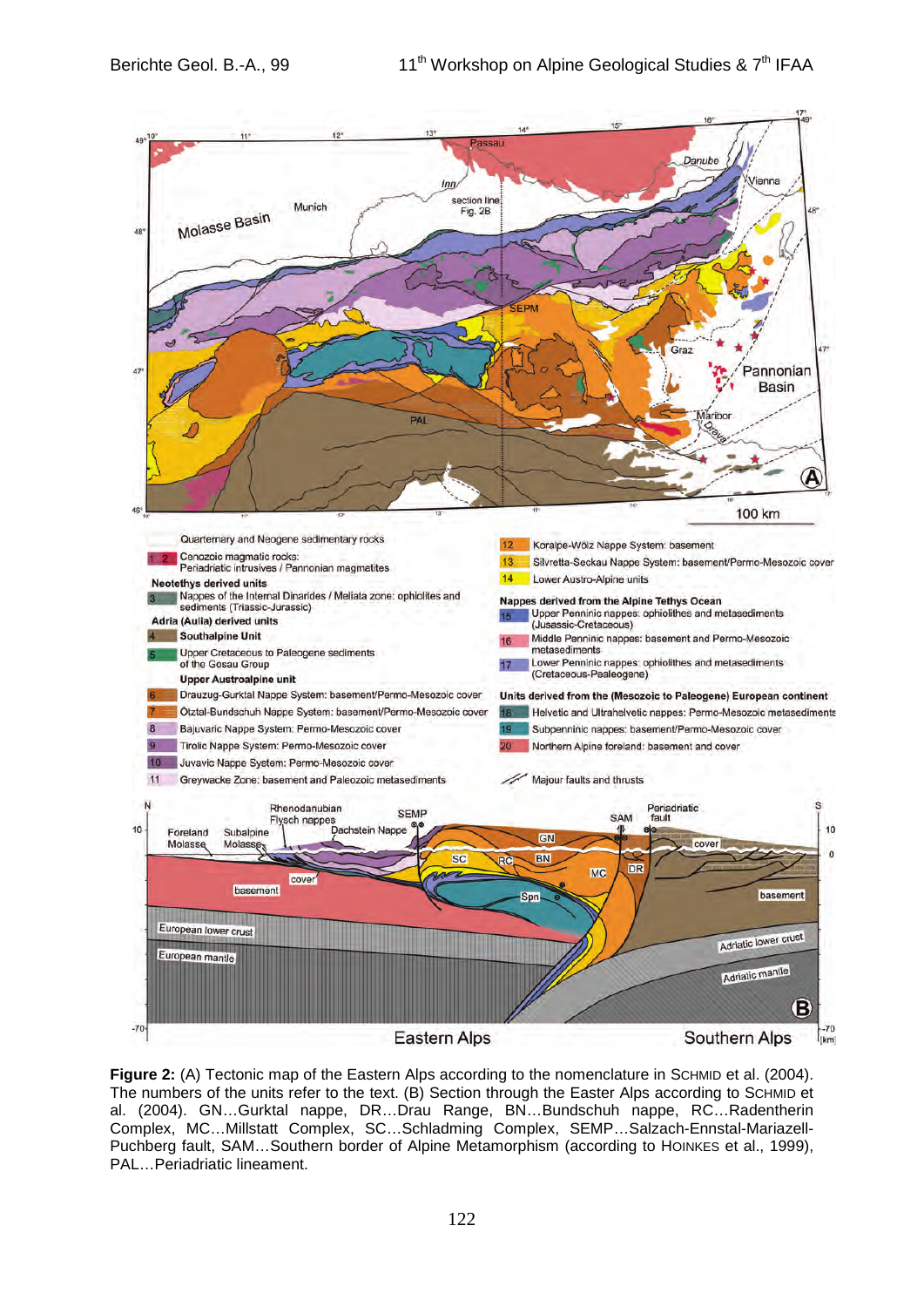**Figure 2:** (A) Tectonic map of the Eastern Alps according to the nomenclature in SCHMID et al. (2004). The numbers of the units refer to the text. (B) Section through the Easter Alps according to SCHMID et al. (2004). GN…Gurktal nappe, DR…Drau Range, BN…Bundschuh nappe, RC…Radentherin Complex, MC…Millstatt Complex, SC…Schladming Complex, SEMP…Salzach-Ennstal-Mariazell-Puchberg fault, SAM…Southern border of Alpine Metamorphism (according to HOINKES et al., 1999), PAL…Periadriatic lineament.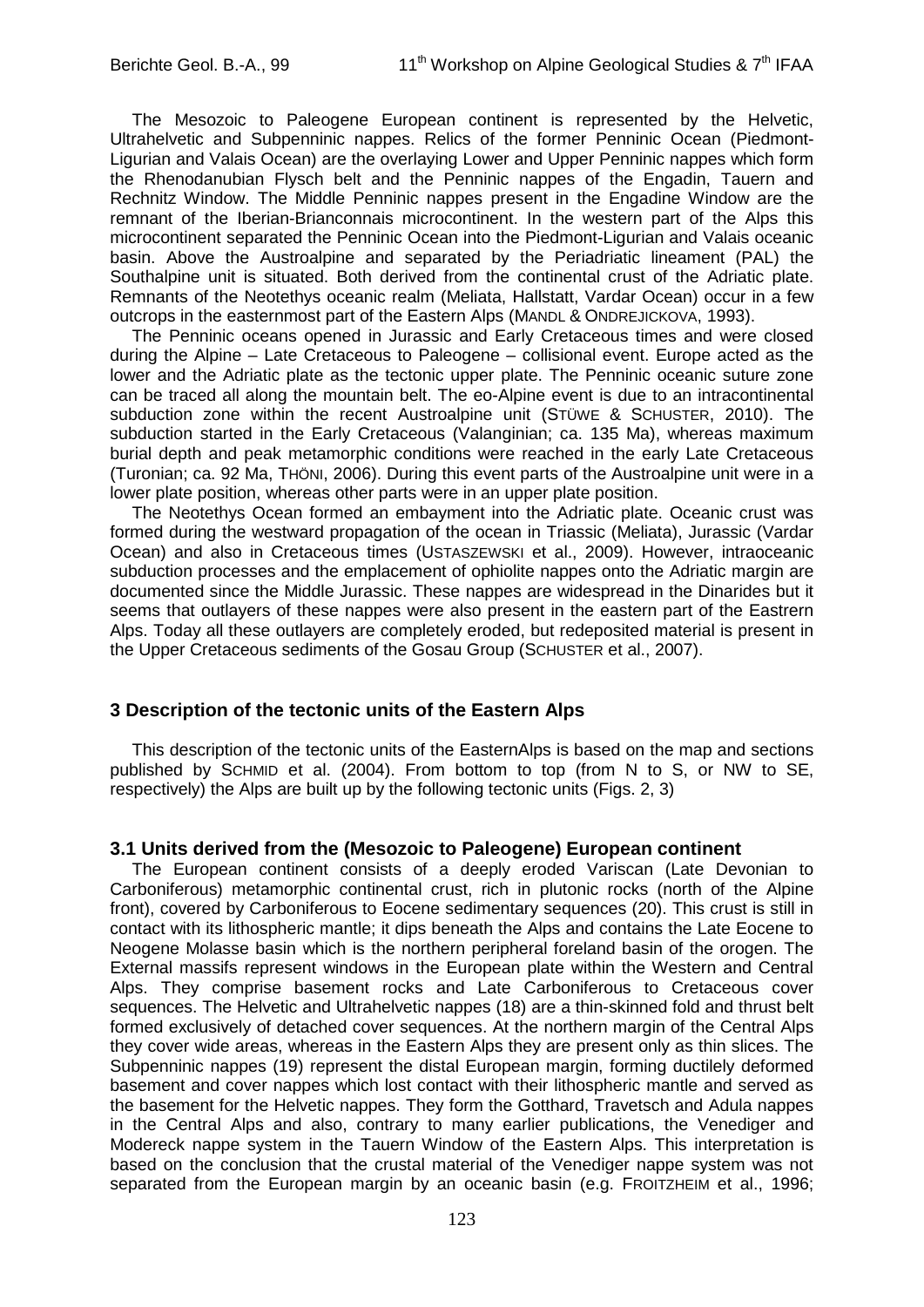The Mesozoic to Paleogene European continent is represented by the Helvetic, Ultrahelvetic and Subpenninic nappes. Relics of the former Penninic Ocean (Piedmont-Ligurian and Valais Ocean) are the overlaying Lower and Upper Penninic nappes which form the Rhenodanubian Flysch belt and the Penninic nappes of the Engadin, Tauern and Rechnitz Window. The Middle Penninic nappes present in the Engadine Window are the remnant of the Iberian-Brianconnais microcontinent. In the western part of the Alps this microcontinent separated the Penninic Ocean into the Piedmont-Ligurian and Valais oceanic basin. Above the Austroalpine and separated by the Periadriatic lineament (PAL) the Southalpine unit is situated. Both derived from the continental crust of the Adriatic plate. Remnants of the Neotethys oceanic realm (Meliata, Hallstatt, Vardar Ocean) occur in a few outcrops in the easternmost part of the Eastern Alps (MANDL & ONDREJICKOVA, 1993).

The Penninic oceans opened in Jurassic and Early Cretaceous times and were closed during the Alpine – Late Cretaceous to Paleogene – collisional event. Europe acted as the lower and the Adriatic plate as the tectonic upper plate. The Penninic oceanic suture zone can be traced all along the mountain belt. The eo-Alpine event is due to an intracontinental subduction zone within the recent Austroalpine unit (STÜWE & SCHUSTER, 2010). The subduction started in the Early Cretaceous (Valanginian; ca. 135 Ma), whereas maximum burial depth and peak metamorphic conditions were reached in the early Late Cretaceous (Turonian; ca. 92 Ma, THÖNI, 2006). During this event parts of the Austroalpine unit were in a lower plate position, whereas other parts were in an upper plate position.

The Neotethys Ocean formed an embayment into the Adriatic plate. Oceanic crust was formed during the westward propagation of the ocean in Triassic (Meliata), Jurassic (Vardar Ocean) and also in Cretaceous times (USTASZEWSKI et al., 2009). However, intraoceanic subduction processes and the emplacement of ophiolite nappes onto the Adriatic margin are documented since the Middle Jurassic. These nappes are widespread in the Dinarides but it seems that outlayers of these nappes were also present in the eastern part of the Eastrern Alps. Today all these outlayers are completely eroded, but redeposited material is present in the Upper Cretaceous sediments of the Gosau Group (SCHUSTER et al., 2007).

## 3 Description of the tectonic units of the Eastern Alps

This description of the tectonic units of the EasternAlps is based on the map and sections published by SCHMID et al. (2004). From bottom to top (from N to S, or NW to SE, respectively) the Alps are built up by the following tectonic units (Figs. 2, 3)

### 3.1 Units derived from the (Mesozoic to Paleogene) European continent

The European continent consists of a deeply eroded Variscan (Late Devonian to Carboniferous) metamorphic continental crust, rich in plutonic rocks (north of the Alpine front), covered by Carboniferous to Eocene sedimentary sequences (20). This crust is still in contact with its lithospheric mantle; it dips beneath the Alps and contains the Late Eocene to Neogene Molasse basin which is the northern peripheral foreland basin of the orogen. The External massifs represent windows in the European plate within the Western and Central Alps. They comprise basement rocks and Late Carboniferous to Cretaceous cover sequences. The Helvetic and Ultrahelvetic nappes (18) are a thin-skinned fold and thrust belt formed exclusively of detached cover sequences. At the northern margin of the Central Alps they cover wide areas, whereas in the Eastern Alps they are present only as thin slices. The Subpenninic nappes (19) represent the distal European margin, forming ductilely deformed basement and cover nappes which lost contact with their lithospheric mantle and served as the basement for the Helvetic nappes. They form the Gotthard, Travetsch and Adula nappes in the Central Alps and also, contrary to many earlier publications, the Venediger and Modereck nappe system in the Tauern Window of the Eastern Alps. This interpretation is based on the conclusion that the crustal material of the Venediger nappe system was not separated from the European margin by an oceanic basin (e.g. FROITZHEIM et al., 1996;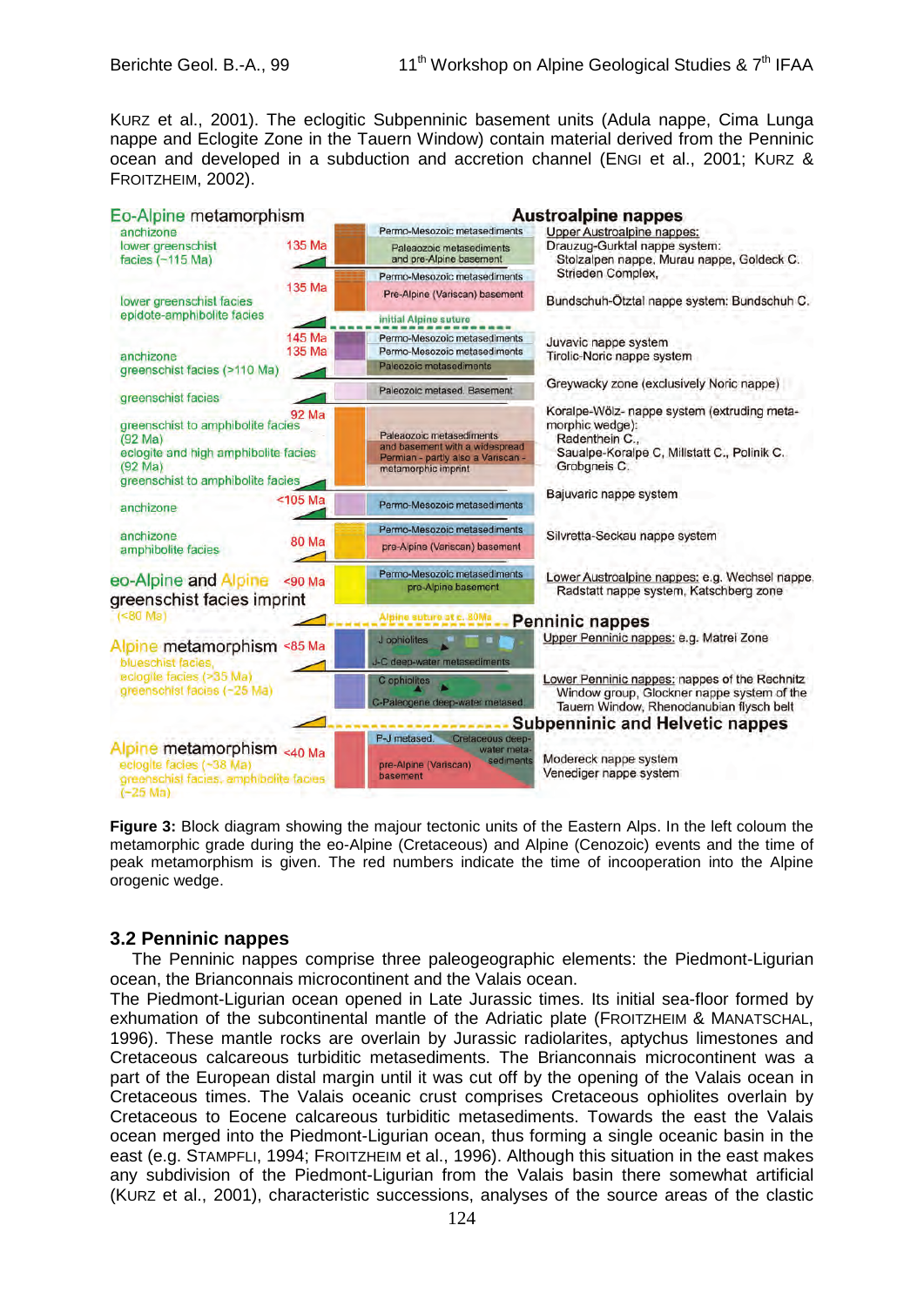KURZ et al., 2001). The eclogitic Subpenninic basement units (Adula nappe, Cima Lunga nappe and Eclogite Zone in the Tauern Window) contain material derived from the Penninic ocean and developed in a subduction and accretion channel (ENGI et al., 2001; KURZ & FROITZHEIM, 2002).

**Figure 3:** Block diagram showing the majour tectonic units of the Eastern Alps. In the left coloum the metamorphic grade during the eo-Alpine (Cretaceous) and Alpine (Cenozoic) events and the time of peak metamorphism is given. The red numbers indicate the time of incooperation into the Alpine orogenic wedge.

### 3.2 Penninic nappes

The Penninic nappes comprise three paleogeographic elements: the Piedmont-Ligurian ocean, the Brianconnais microcontinent and the Valais ocean.

The Piedmont-Ligurian ocean opened in Late Jurassic times. Its initial sea-floor formed by exhumation of the subcontinental mantle of the Adriatic plate (FROITZHEIM & MANATSCHAL, 1996). These mantle rocks are overlain by Jurassic radiolarites, aptychus limestones and Cretaceous calcareous turbiditic metasediments. The Brianconnais microcontinent was a part of the European distal margin until it was cut off by the opening of the Valais ocean in Cretaceous times. The Valais oceanic crust comprises Cretaceous ophiolites overlain by Cretaceous to Eocene calcareous turbiditic metasediments. Towards the east the Valais ocean merged into the Piedmont-Ligurian ocean, thus forming a single oceanic basin in the east (e.g. STAMPFLI, 1994; FROITZHEIM et al., 1996). Although this situation in the east makes any subdivision of the Piedmont-Ligurian from the Valais basin there somewhat artificial (KURZ et al., 2001), characteristic successions, analyses of the source areas of the clastic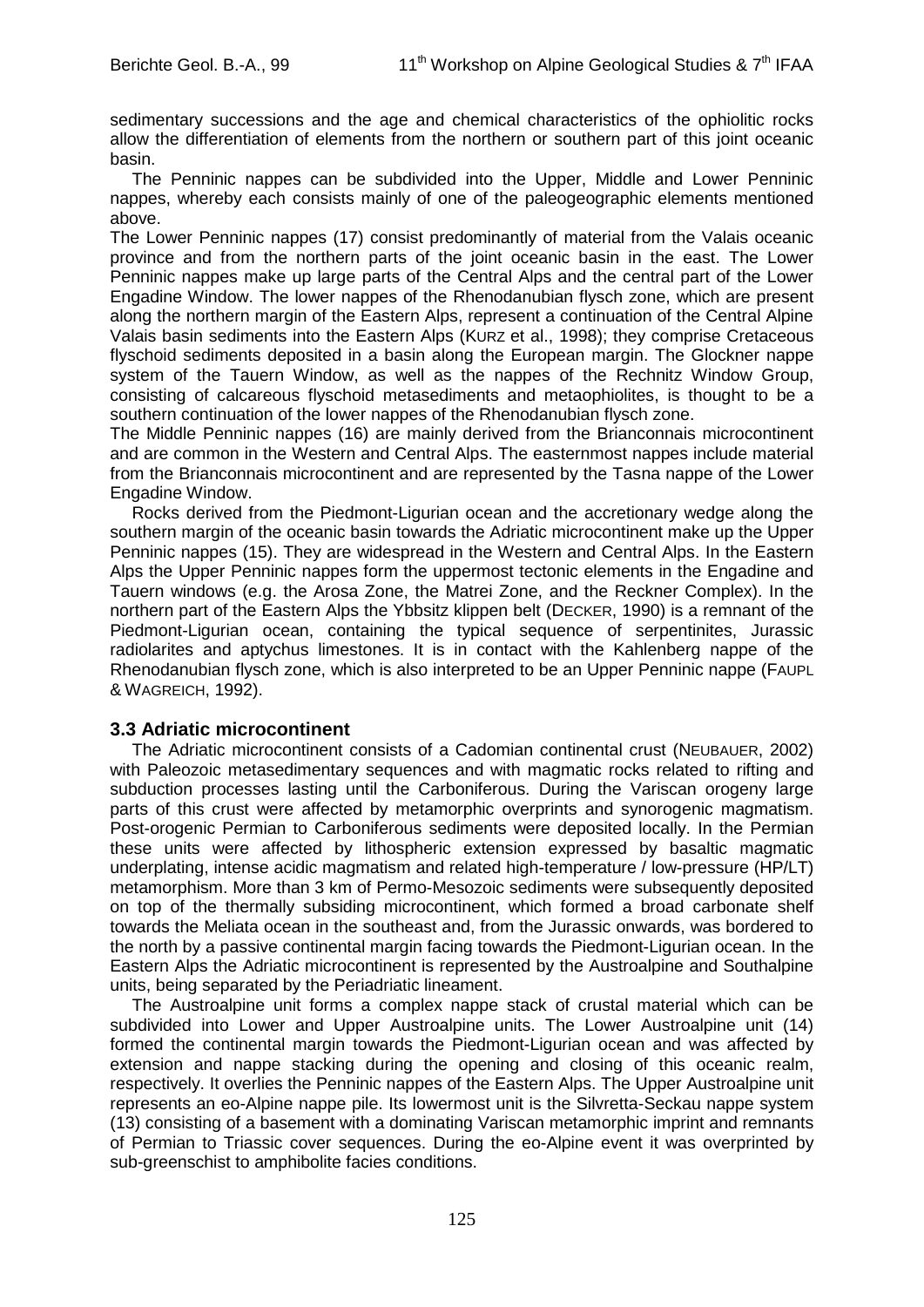sedimentary successions and the age and chemical characteristics of the ophiolitic rocks allow the differentiation of elements from the northern or southern part of this joint oceanic basin.

The Penninic nappes can be subdivided into the Upper, Middle and Lower Penninic nappes, whereby each consists mainly of one of the paleogeographic elements mentioned above.

The Lower Penninic nappes (17) consist predominantly of material from the Valais oceanic province and from the northern parts of the joint oceanic basin in the east. The Lower Penninic nappes make up large parts of the Central Alps and the central part of the Lower Engadine Window. The lower nappes of the Rhenodanubian flysch zone, which are present along the northern margin of the Eastern Alps, represent a continuation of the Central Alpine Valais basin sediments into the Eastern Alps (KURZ et al., 1998); they comprise Cretaceous flyschoid sediments deposited in a basin along the European margin. The Glockner nappe system of the Tauern Window, as well as the nappes of the Rechnitz Window Group, consisting of calcareous flyschoid metasediments and metaophiolites, is thought to be a southern continuation of the lower nappes of the Rhenodanubian flysch zone.

The Middle Penninic nappes (16) are mainly derived from the Brianconnais microcontinent and are common in the Western and Central Alps. The easternmost nappes include material from the Brianconnais microcontinent and are represented by the Tasna nappe of the Lower Engadine Window.

Rocks derived from the Piedmont-Ligurian ocean and the accretionary wedge along the southern margin of the oceanic basin towards the Adriatic microcontinent make up the Upper Penninic nappes (15). They are widespread in the Western and Central Alps. In the Eastern Alps the Upper Penninic nappes form the uppermost tectonic elements in the Engadine and Tauern windows (e.g. the Arosa Zone, the Matrei Zone, and the Reckner Complex). In the northern part of the Eastern Alps the Ybbsitz klippen belt (DECKER, 1990) is a remnant of the Piedmont-Ligurian ocean, containing the typical sequence of serpentinites, Jurassic radiolarites and aptychus limestones. It is in contact with the Kahlenberg nappe of the Rhenodanubian flysch zone, which is also interpreted to be an Upper Penninic nappe (FAUPL & WAGREICH, 1992).

### 3.3 Adriatic microcontinent

The Adriatic microcontinent consists of a Cadomian continental crust (NEUBAUER, 2002) with Paleozoic metasedimentary sequences and with magmatic rocks related to rifting and subduction processes lasting until the Carboniferous. During the Variscan orogeny large parts of this crust were affected by metamorphic overprints and synorogenic magmatism. Post-orogenic Permian to Carboniferous sediments were deposited locally. In the Permian these units were affected by lithospheric extension expressed by basaltic magmatic underplating, intense acidic magmatism and related high-temperature / low-pressure (HP/LT) metamorphism. More than 3 km of Permo-Mesozoic sediments were subsequently deposited on top of the thermally subsiding microcontinent, which formed a broad carbonate shelf towards the Meliata ocean in the southeast and, from the Jurassic onwards, was bordered to the north by a passive continental margin facing towards the Piedmont-Ligurian ocean. In the Eastern Alps the Adriatic microcontinent is represented by the Austroalpine and Southalpine units, being separated by the Periadriatic lineament.

The Austroalpine unit forms a complex nappe stack of crustal material which can be subdivided into Lower and Upper Austroalpine units. The Lower Austroalpine unit (14) formed the continental margin towards the Piedmont-Ligurian ocean and was affected by extension and nappe stacking during the opening and closing of this oceanic realm, respectively. It overlies the Penninic nappes of the Eastern Alps. The Upper Austroalpine unit represents an eo-Alpine nappe pile. Its lowermost unit is the Silvretta-Seckau nappe system (13) consisting of a basement with a dominating Variscan metamorphic imprint and remnants of Permian to Triassic cover sequences. During the eo-Alpine event it was overprinted by sub-greenschist to amphibolite facies conditions.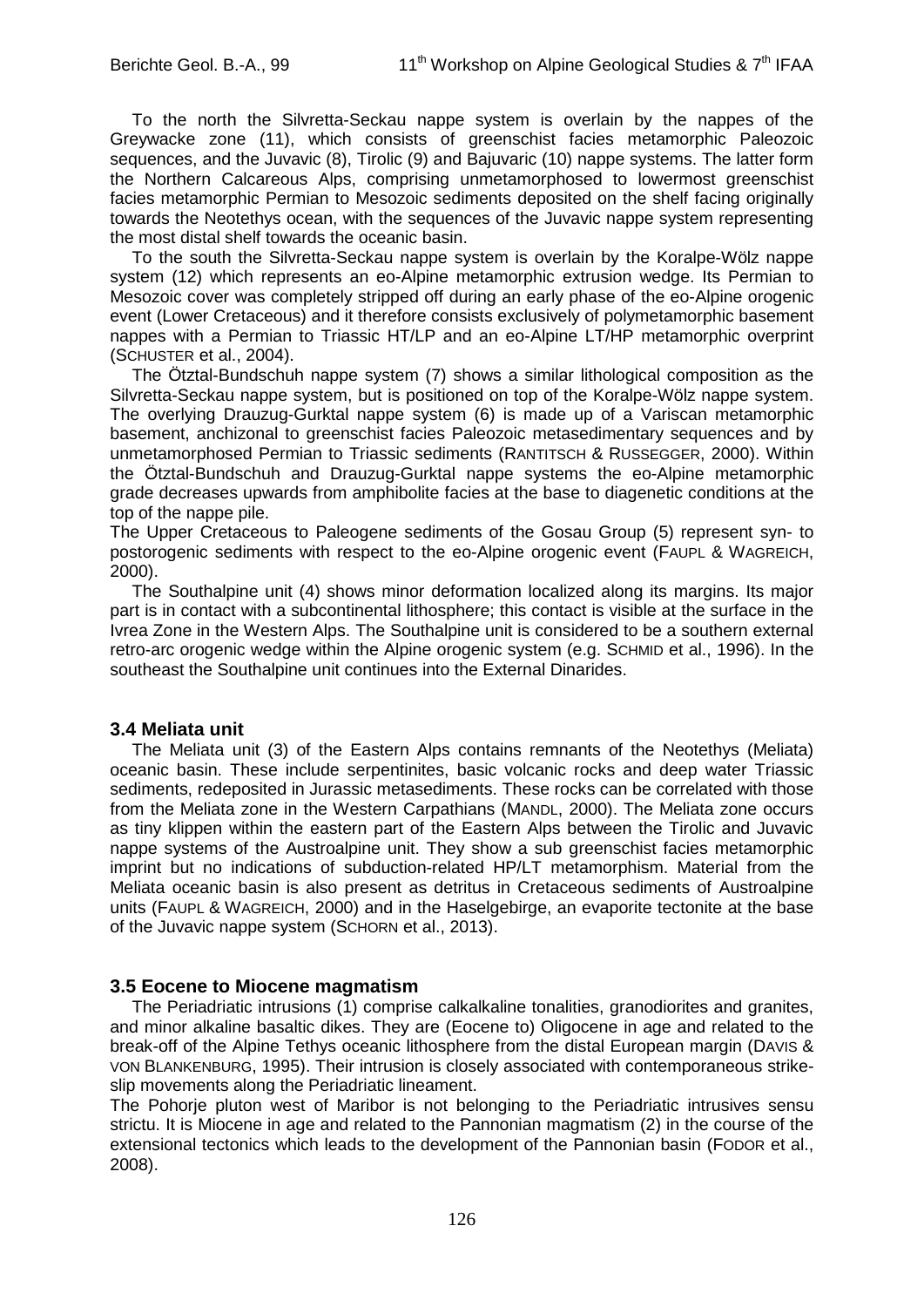To the north the Silvretta-Seckau nappe system is overlain by the nappes of the Greywacke zone (11), which consists of greenschist facies metamorphic Paleozoic sequences, and the Juvavic (8), Tirolic (9) and Bajuvaric (10) nappe systems. The latter form the Northern Calcareous Alps, comprising unmetamorphosed to lowermost greenschist facies metamorphic Permian to Mesozoic sediments deposited on the shelf facing originally towards the Neotethys ocean, with the sequences of the Juvavic nappe system representing the most distal shelf towards the oceanic basin.

To the south the Silvretta-Seckau nappe system is overlain by the Koralpe-Wölz nappe system (12) which represents an eo-Alpine metamorphic extrusion wedge. Its Permian to Mesozoic cover was completely stripped off during an early phase of the eo-Alpine orogenic event (Lower Cretaceous) and it therefore consists exclusively of polymetamorphic basement nappes with a Permian to Triassic HT/LP and an eo-Alpine LT/HP metamorphic overprint (SCHUSTER et al., 2004).

The Ötztal-Bundschuh nappe system (7) shows a similar lithological composition as the Silvretta-Seckau nappe system, but is positioned on top of the Koralpe-Wölz nappe system. The overlying Drauzug-Gurktal nappe system (6) is made up of a Variscan metamorphic basement, anchizonal to greenschist facies Paleozoic metasedimentary sequences and by unmetamorphosed Permian to Triassic sediments (RANTITSCH & RUSSEGGER, 2000). Within the Ötztal-Bundschuh and Drauzug-Gurktal nappe systems the eo-Alpine metamorphic grade decreases upwards from amphibolite facies at the base to diagenetic conditions at the top of the nappe pile.

The Upper Cretaceous to Paleogene sediments of the Gosau Group (5) represent syn- to postorogenic sediments with respect to the eo-Alpine orogenic event (FAUPL & WAGREICH, 2000).

The Southalpine unit (4) shows minor deformation localized along its margins. Its major part is in contact with a subcontinental lithosphere; this contact is visible at the surface in the Ivrea Zone in the Western Alps. The Southalpine unit is considered to be a southern external retro-arc orogenic wedge within the Alpine orogenic system (e.g. SCHMID et al., 1996). In the southeast the Southalpine unit continues into the External Dinarides.

### 3.4 Meliata unit

The Meliata unit (3) of the Eastern Alps contains remnants of the Neotethys (Meliata) oceanic basin. These include serpentinites, basic volcanic rocks and deep water Triassic sediments, redeposited in Jurassic metasediments. These rocks can be correlated with those from the Meliata zone in the Western Carpathians (MANDL, 2000). The Meliata zone occurs as tiny klippen within the eastern part of the Eastern Alps between the Tirolic and Juvavic nappe systems of the Austroalpine unit. They show a sub greenschist facies metamorphic imprint but no indications of subduction-related HP/LT metamorphism. Material from the Meliata oceanic basin is also present as detritus in Cretaceous sediments of Austroalpine units (FAUPL & WAGREICH, 2000) and in the Haselgebirge, an evaporite tectonite at the base of the Juvavic nappe system (SCHORN et al., 2013).

### 3.5 Eocene to Miocene magmatism

The Periadriatic intrusions (1) comprise calkalkaline tonalities, granodiorites and granites, and minor alkaline basaltic dikes. They are (Eocene to) Oligocene in age and related to the break-off of the Alpine Tethys oceanic lithosphere from the distal European margin (DAVIS & VON BLANKENBURG, 1995). Their intrusion is closely associated with contemporaneous strike-slip movements along the Periadriatic lineament.

The Pohorje pluton west of Maribor is not belonging to the Periadriatic intrusives sensu strictu. It is Miocene in age and related to the Pannonian magmatism (2) in the course of the extensional tectonics which leads to the development of the Pannonian basin (FODOR et al., 2008).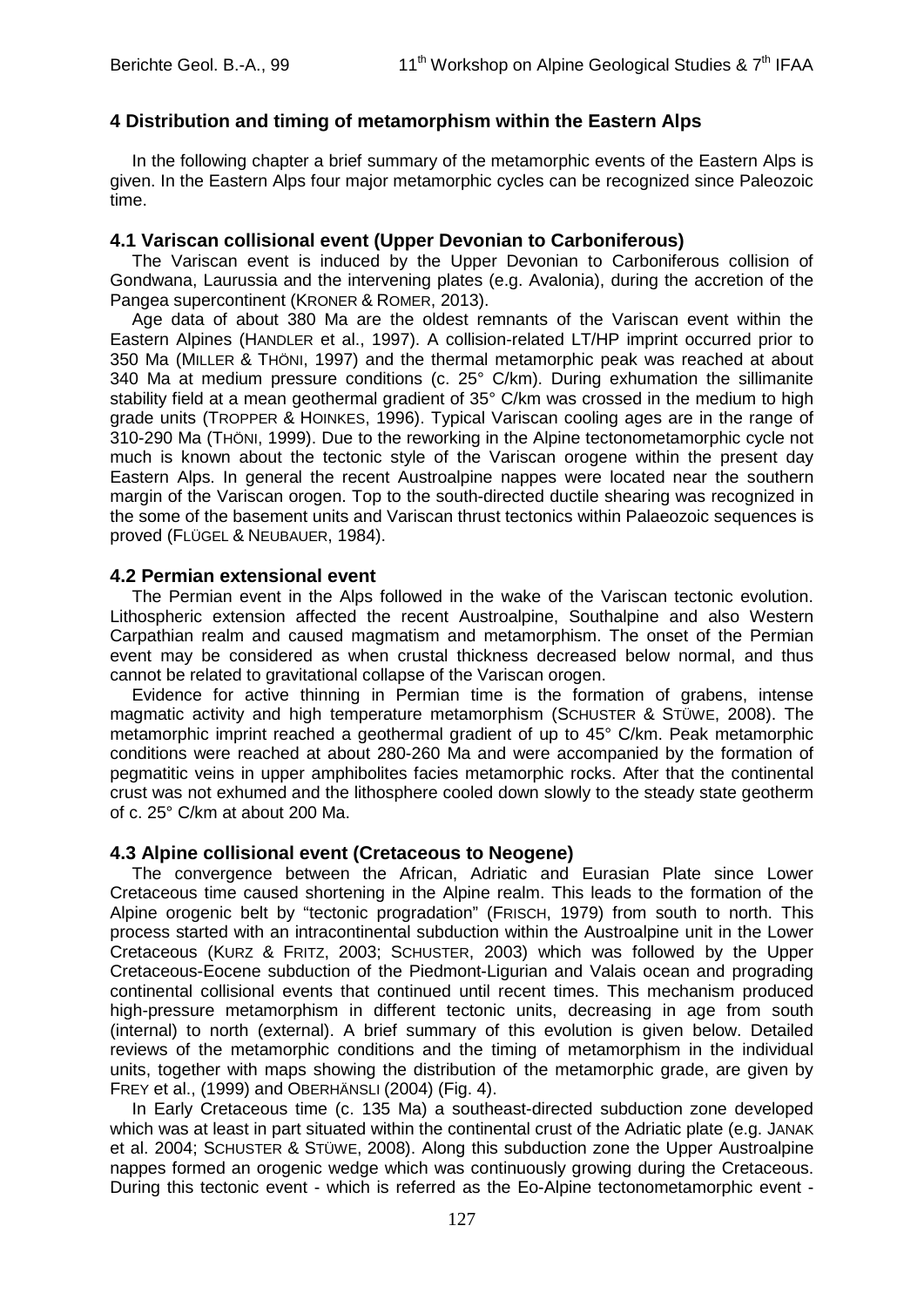## 4 Distribution and timing of metamorphism within the Eastern Alps

In the following chapter a brief summary of the metamorphic events of the Eastern Alps is given. In the Eastern Alps four major metamorphic cycles can be recognized since Paleozoic time.

### 4.1 Variscan collisional event (Upper Devonian to Carboniferous)

The Variscan event is induced by the Upper Devonian to Carboniferous collision of Gondwana, Laurussia and the intervening plates (e.g. Avalonia), during the accretion of the Pangea supercontinent (KRONER & ROMER, 2013).

Age data of about 380 Ma are the oldest remnants of the Variscan event within the Eastern Alpines (HANDLER et al., 1997). A collision-related LT/HP imprint occurred prior to 350 Ma (MILLER & THÖNI, 1997) and the thermal metamorphic peak was reached at about 340 Ma at medium pressure conditions (c. 25° C/km). During exhumation the sillimanite stability field at a mean geothermal gradient of 35° C/km was crossed in the medium to high grade units (TROPPER & HOINKES, 1996). Typical Variscan cooling ages are in the range of 310-290 Ma (THÖNI, 1999). Due to the reworking in the Alpine tectonometamorphic cycle not much is known about the tectonic style of the Variscan orogene within the present day Eastern Alps. In general the recent Austroalpine nappes were located near the southern margin of the Variscan orogen. Top to the south-directed ductile shearing was recognized in the some of the basement units and Variscan thrust tectonics within Palaeozoic sequences is proved (FLÜGEL & NEUBAUER, 1984).

### 4.2 Permian extensional event

The Permian event in the Alps followed in the wake of the Variscan tectonic evolution. Lithospheric extension affected the recent Austroalpine, Southalpine and also Western Carpathian realm and caused magmatism and metamorphism. The onset of the Permian event may be considered as when crustal thickness decreased below normal, and thus cannot be related to gravitational collapse of the Variscan orogen.

Evidence for active thinning in Permian time is the formation of grabens, intense magmatic activity and high temperature metamorphism (SCHUSTER & STÜWE, 2008). The metamorphic imprint reached a geothermal gradient of up to 45° C/km. Peak metamorphic conditions were reached at about 280-260 Ma and were accompanied by the formation of pegmatitic veins in upper amphibolites facies metamorphic rocks. After that the continental crust was not exhumed and the lithosphere cooled down slowly to the steady state geotherm of c. 25° C/km at about 200 Ma.

### 4.3 Alpine collisional event (Cretaceous to Neogene)

The convergence between the African, Adriatic and Eurasian Plate since Lower Cretaceous time caused shortening in the Alpine realm. This leads to the formation of the Alpine orogenic belt by "tectonic progradation" (FRISCH, 1979) from south to north. This process started with an intracontinental subduction within the Austroalpine unit in the Lower Cretaceous (KURZ & FRITZ, 2003; SCHUSTER, 2003) which was followed by the Upper Cretaceous-Eocene subduction of the Piedmont-Ligurian and Valais ocean and prograding continental collisional events that continued until recent times. This mechanism produced high-pressure metamorphism in different tectonic units, decreasing in age from south (internal) to north (external). A brief summary of this evolution is given below. Detailed reviews of the metamorphic conditions and the timing of metamorphism in the individual units, together with maps showing the distribution of the metamorphic grade, are given by FREY et al., (1999) and OBERHÄNSLI (2004) (Fig. 4).

In Early Cretaceous time (c. 135 Ma) a southeast-directed subduction zone developed which was at least in part situated within the continental crust of the Adriatic plate (e.g. JANAK et al. 2004; SCHUSTER & STÜWE, 2008). Along this subduction zone the Upper Austroalpine nappes formed an orogenic wedge which was continuously growing during the Cretaceous. During this tectonic event - which is referred as the Eo-Alpine tectonometamorphic event -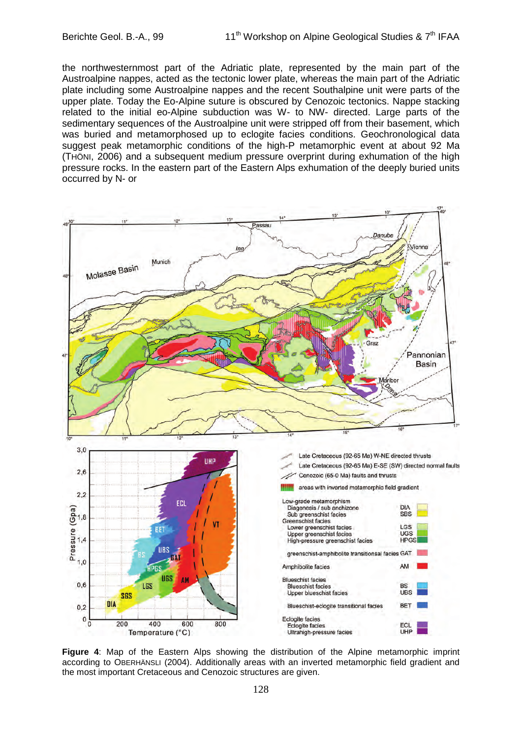the northwesternmost part of the Adriatic plate, represented by the main part of the Austroalpine nappes, acted as the tectonic lower plate, whereas the main part of the Adriatic plate including some Austroalpine nappes and the recent Southalpine unit were parts of the upper plate. Today the Eo-Alpine suture is obscured by Cenozoic tectonics. Nappe stacking related to the initial eo-Alpine subduction was W- to NW- directed. Large parts of the sedimentary sequences of the Austroalpine unit were stripped off from their basement, which was buried and metamorphosed up to eclogite facies conditions. Geochronological data suggest peak metamorphic conditions of the high-P metamorphic event at about 92 Ma (THÖNI, 2006) and a subsequent medium pressure overprint during exhumation of the high pressure rocks. In the eastern part of the Eastern Alps exhumation of the deeply buried units occurred by N- or

**Figure 4**: Map of the Eastern Alps showing the distribution of the Alpine metamorphic imprint according to OBERHÄNSLI (2004). Additionally areas with an inverted metamorphic field gradient and the most important Cretaceous and Cenozoic structures are given.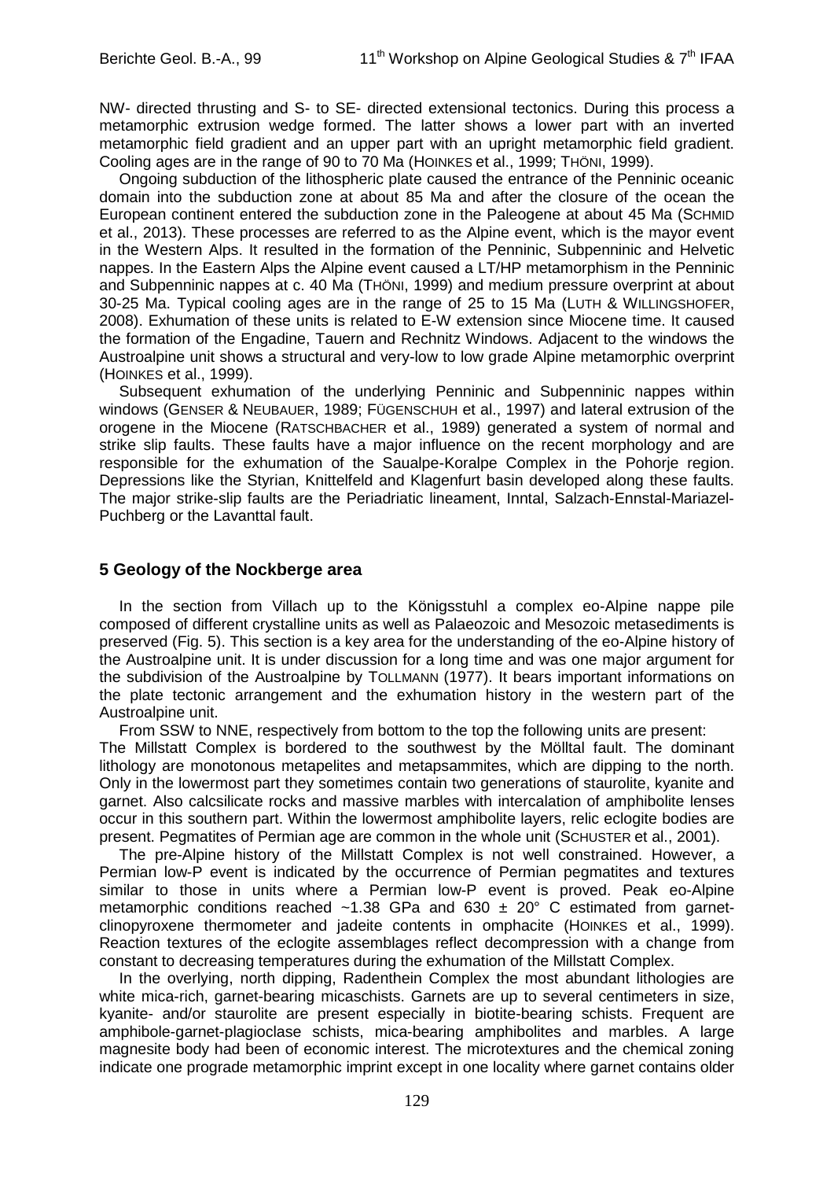NW- directed thrusting and S- to SE- directed extensional tectonics. During this process a metamorphic extrusion wedge formed. The latter shows a lower part with an inverted metamorphic field gradient and an upper part with an upright metamorphic field gradient. Cooling ages are in the range of 90 to 70 Ma (HOINKES et al., 1999; THÖNI, 1999).

Ongoing subduction of the lithospheric plate caused the entrance of the Penninic oceanic domain into the subduction zone at about 85 Ma and after the closure of the ocean the European continent entered the subduction zone in the Paleogene at about 45 Ma (SCHMID et al., 2013). These processes are referred to as the Alpine event, which is the mayor event in the Western Alps. It resulted in the formation of the Penninic, Subpenninic and Helvetic nappes. In the Eastern Alps the Alpine event caused a LT/HP metamorphism in the Penninic and Subpenninic nappes at c. 40 Ma (THÖNI, 1999) and medium pressure overprint at about 30-25 Ma. Typical cooling ages are in the range of 25 to 15 Ma (LUTH & WILLINGSHOFER, 2008). Exhumation of these units is related to E-W extension since Miocene time. It caused the formation of the Engadine, Tauern and Rechnitz Windows. Adjacent to the windows the Austroalpine unit shows a structural and very-low to low grade Alpine metamorphic overprint (HOINKES et al., 1999).

Subsequent exhumation of the underlying Penninic and Subpenninic nappes within windows (GENSER & NEUBAUER, 1989; FÜGENSCHUH et al., 1997) and lateral extrusion of the orogene in the Miocene (RATSCHBACHER et al., 1989) generated a system of normal and strike slip faults. These faults have a major influence on the recent morphology and are responsible for the exhumation of the Saualpe-Koralpe Complex in the Pohorje region. Depressions like the Styrian, Knittelfeld and Klagenfurt basin developed along these faults. The major strike-slip faults are the Periadriatic lineament, Inntal, Salzach-Ennstal-Mariazel-Puchberg or the Lavanttal fault.

## 5 Geology of the Nockberge area

In the section from Villach up to the Königsstuhl a complex eo-Alpine nappe pile composed of different crystalline units as well as Palaeozoic and Mesozoic metasediments is preserved (Fig. 5). This section is a key area for the understanding of the eo-Alpine history of the Austroalpine unit. It is under discussion for a long time and was one major argument for the subdivision of the Austroalpine by TOLLMANN (1977). It bears important informations on the plate tectonic arrangement and the exhumation history in the western part of the Austroalpine unit.

From SSW to NNE, respectively from bottom to the top the following units are present:
The Millstatt Complex is bordered to the southwest by the Mölltal fault. The dominant lithology are monotonous metapelites and metapsammites, which are dipping to the north. Only in the lowermost part they sometimes contain two generations of staurolite, kyanite and garnet. Also calcsilicate rocks and massive marbles with intercalation of amphibolite lenses occur in this southern part. Within the lowermost amphibolite layers, relic eclogite bodies are present. Pegmatites of Permian age are common in the whole unit (SCHUSTER et al., 2001).

The pre-Alpine history of the Millstatt Complex is not well constrained. However, a Permian low-P event is indicated by the occurrence of Permian pegmatites and textures similar to those in units where a Permian low-P event is proved. Peak eo-Alpine metamorphic conditions reached ~1.38 GPa and 630 ± 20° C estimated from garnet-clinopyroxene thermometer and jadeite contents in omphacite (HOINKES et al., 1999). Reaction textures of the eclogite assemblages reflect decompression with a change from constant to decreasing temperatures during the exhumation of the Millstatt Complex.

In the overlying, north dipping, Radenthein Complex the most abundant lithologies are white mica-rich, garnet-bearing micaschists. Garnets are up to several centimeters in size, kyanite- and/or staurolite are present especially in biotite-bearing schists. Frequent are amphibole-garnet-plagioclase schists, mica-bearing amphibolites and marbles. A large magnesite body had been of economic interest. The microtextures and the chemical zoning indicate one prograde metamorphic imprint except in one locality where garnet contains older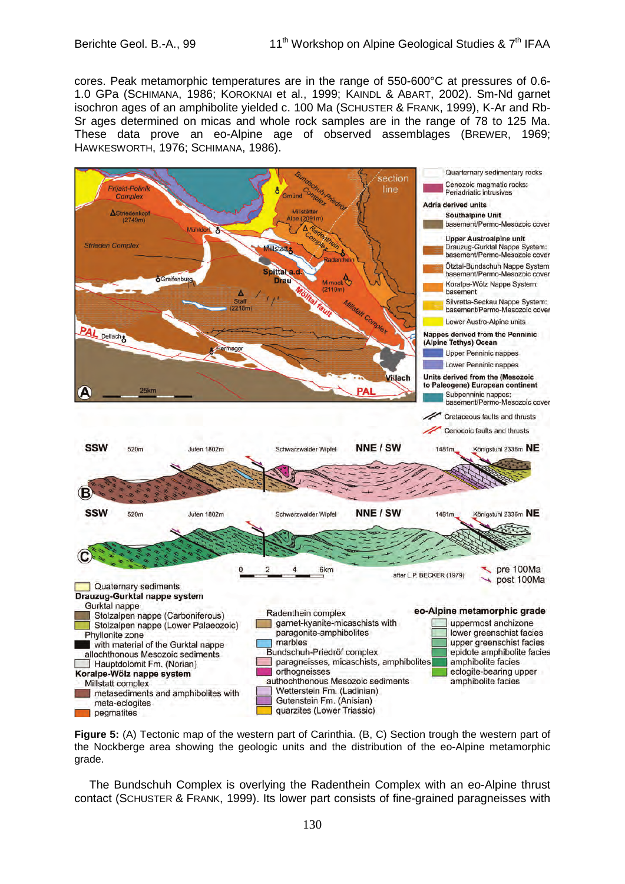cores. Peak metamorphic temperatures are in the range of 550-600°C at pressures of 0.6-1.0 GPa (SCHIMANA, 1986; KOROKNAI et al., 1999; KAINDL & ABART, 2002). Sm-Nd garnet isochron ages of an amphibolite yielded c. 100 Ma (SCHUSTER & FRANK, 1999), K-Ar and Rb-Sr ages determined on micas and whole rock samples are in the range of 78 to 125 Ma. These data prove an eo-Alpine age of observed assemblages (BREWER, 1969; HAWKESWORTH, 1976; SCHIMANA, 1986).

**Figure 5:** (A) Tectonic map of the western part of Carinthia. (B, C) Section trough the western part of the Nockberge area showing the geologic units and the distribution of the eo-Alpine metamorphic grade.

The Bundschuh Complex is overlying the Radenthein Complex with an eo-Alpine thrust contact (SCHUSTER & FRANK, 1999). Its lower part consists of fine-grained paragneisses with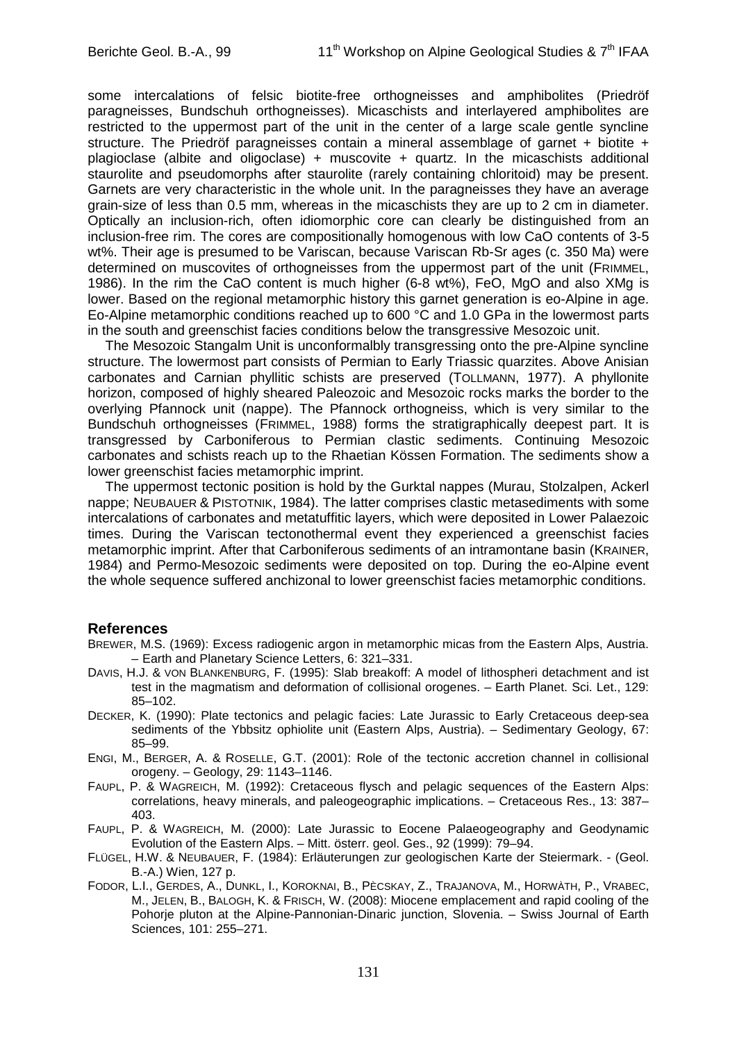some intercalations of felsic biotite-free orthogneisses and amphibolites (Priedröf paragneisses, Bundschuh orthogneisses). Micaschists and interlayered amphibolites are restricted to the uppermost part of the unit in the center of a large scale gentle syncline structure. The Priedröf paragneisses contain a mineral assemblage of garnet + biotite + plagioclase (albite and oligoclase) + muscovite + quartz. In the micaschists additional staurolite and pseudomorphs after staurolite (rarely containing chloritoid) may be present. Garnets are very characteristic in the whole unit. In the paragneisses they have an average grain-size of less than 0.5 mm, whereas in the micaschists they are up to 2 cm in diameter. Optically an inclusion-rich, often idiomorphic core can clearly be distinguished from an inclusion-free rim. The cores are compositionally homogenous with low CaO contents of 3-5 wt%. Their age is presumed to be Variscan, because Variscan Rb-Sr ages (c. 350 Ma) were determined on muscovites of orthogneisses from the uppermost part of the unit (FRIMMEL, 1986). In the rim the CaO content is much higher (6-8 wt%), FeO, MgO and also XMg is lower. Based on the regional metamorphic history this garnet generation is eo-Alpine in age. Eo-Alpine metamorphic conditions reached up to 600 °C and 1.0 GPa in the lowermost parts in the south and greenschist facies conditions below the transgressive Mesozoic unit.

The Mesozoic Stangalm Unit is unconformalbly transgressing onto the pre-Alpine syncline structure. The lowermost part consists of Permian to Early Triassic quarzites. Above Anisian carbonates and Carnian phyllitic schists are preserved (TOLLMANN, 1977). A phyllonite horizon, composed of highly sheared Paleozoic and Mesozoic rocks marks the border to the overlying Pfannock unit (nappe). The Pfannock orthogneiss, which is very similar to the Bundschuh orthogneisses (FRIMMEL, 1988) forms the stratigraphically deepest part. It is transgressed by Carboniferous to Permian clastic sediments. Continuing Mesozoic carbonates and schists reach up to the Rhaetian Kössen Formation. The sediments show a lower greenschist facies metamorphic imprint.

The uppermost tectonic position is hold by the Gurktal nappes (Murau, Stolzalpen, Ackerl nappe; NEUBAUER & PISTOTNIK, 1984). The latter comprises clastic metasediments with some intercalations of carbonates and metatuffitic layers, which were deposited in Lower Palaeozoic times. During the Variscan tectonothermal event they experienced a greenschist facies metamorphic imprint. After that Carboniferous sediments of an intramontane basin (KRAINER, 1984) and Permo-Mesozoic sediments were deposited on top. During the eo-Alpine event the whole sequence suffered anchizonal to lower greenschist facies metamorphic conditions.

## References

BREWER, M.S. (1969): Excess radiogenic argon in metamorphic micas from the Eastern Alps, Austria. – Earth and Planetary Science Letters, 6: 321–331.

DAVIS, H.J. & VON BLANKENBURG, F. (1995): Slab breakoff: A model of lithospheri detachment and ist test in the magmatism and deformation of collisional orogenes. – Earth Planet. Sci. Let., 129: 85–102.

DECKER, K. (1990): Plate tectonics and pelagic facies: Late Jurassic to Early Cretaceous deep-sea sediments of the Ybbsitz ophiolite unit (Eastern Alps, Austria). – Sedimentary Geology, 67: 85–99.

ENGI, M., BERGER, A. & ROSELLE, G.T. (2001): Role of the tectonic accretion channel in collisional orogeny. – Geology, 29: 1143–1146.

FAUPL, P. & WAGREICH, M. (1992): Cretaceous flysch and pelagic sequences of the Eastern Alps: correlations, heavy minerals, and paleogeographic implications. – Cretaceous Res., 13: 387–403.

FAUPL, P. & WAGREICH, M. (2000): Late Jurassic to Eocene Palaeogeography and Geodynamic Evolution of the Eastern Alps. – Mitt. österr. geol. Ges., 92 (1999): 79–94.

FLÜGEL, H.W. & NEUBAUER, F. (1984): Erläuterungen zur geologischen Karte der Steiermark. - (Geol. B.-A.) Wien, 127 p.

FODOR, L.I., GERDES, A., DUNKL, I., KOROKNAI, B., PÈCSKAY, Z., TRAJANOVA, M., HORWÀTH, P., VRABEC, M., JELEN, B., BALOGH, K. & FRISCH, W. (2008): Miocene emplacement and rapid cooling of the Pohorje pluton at the Alpine-Pannonian-Dinaric junction, Slovenia. – Swiss Journal of Earth Sciences, 101: 255–271.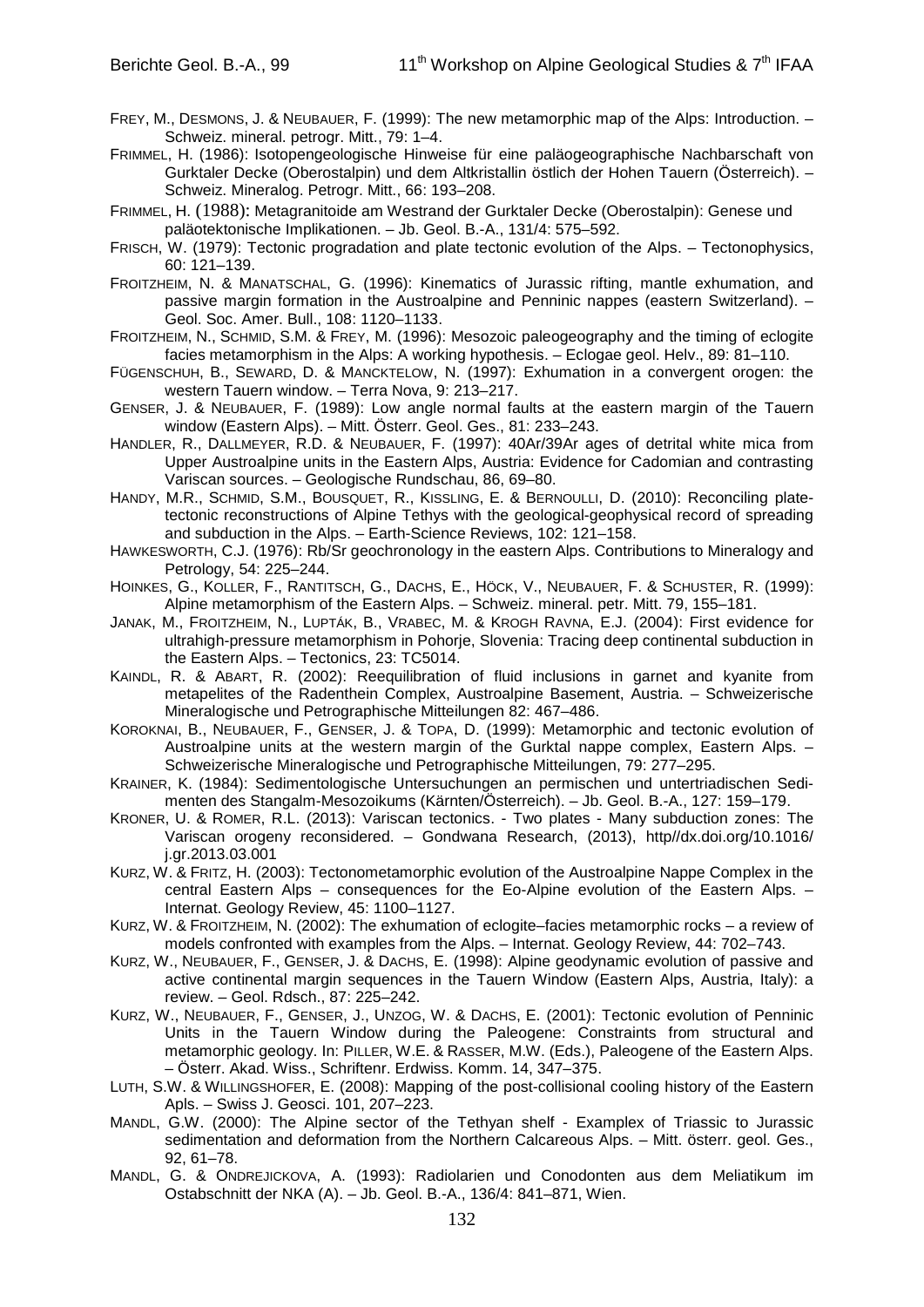FREY, M., DESMONS, J. & NEUBAUER, F. (1999): The new metamorphic map of the Alps: Introduction. – Schweiz. mineral. petrogr. Mitt., 79: 1–4.

FRIMMEL, H. (1986): Isotopengeologische Hinweise für eine paläogeographische Nachbarschaft von Gurktaler Decke (Oberostalpin) und dem Altkristallin östlich der Hohen Tauern (Österreich). – Schweiz. Mineralog. Petrogr. Mitt., 66: 193–208.

FRIMMEL, H. (1988): Metagranitoide am Westrand der Gurktaler Decke (Oberostalpin): Genese und paläotektonische Implikationen. – Jb. Geol. B.-A., 131/4: 575–592.

FRISCH, W. (1979): Tectonic progradation and plate tectonic evolution of the Alps. – Tectonophysics, 60: 121–139.

FROITZHEIM, N. & MANATSCHAL, G. (1996): Kinematics of Jurassic rifting, mantle exhumation, and passive margin formation in the Austroalpine and Penninic nappes (eastern Switzerland). – Geol. Soc. Amer. Bull., 108: 1120–1133.

FROITZHEIM, N., SCHMID, S.M. & FREY, M. (1996): Mesozoic paleogeography and the timing of eclogite facies metamorphism in the Alps: A working hypothesis. – Eclogae geol. Helv., 89: 81–110.

FÜGENSCHUH, B., SEWARD, D. & MANCKTELOW, N. (1997): Exhumation in a convergent orogen: the western Tauern window. – Terra Nova, 9: 213–217.

GENSER, J. & NEUBAUER, F. (1989): Low angle normal faults at the eastern margin of the Tauern window (Eastern Alps). – Mitt. Österr. Geol. Ges., 81: 233–243.

HANDLER, R., DALLMEYER, R.D. & NEUBAUER, F. (1997): 40Ar/39Ar ages of detrital white mica from Upper Austroalpine units in the Eastern Alps, Austria: Evidence for Cadomian and contrasting Variscan sources. – Geologische Rundschau, 86, 69–80.

HANDY, M.R., SCHMID, S.M., BOUSQUET, R., KISSLING, E. & BERNOULLI, D. (2010): Reconciling plate-tectonic reconstructions of Alpine Tethys with the geological-geophysical record of spreading and subduction in the Alps. – Earth-Science Reviews, 102: 121–158.

HAWKESWORTH, C.J. (1976): Rb/Sr geochronology in the eastern Alps. Contributions to Mineralogy and Petrology, 54: 225–244.

HOINKES, G., KOLLER, F., RANTITSCH, G., DACHS, E., HÖCK, V., NEUBAUER, F. & SCHUSTER, R. (1999): Alpine metamorphism of the Eastern Alps. – Schweiz. mineral. petr. Mitt. 79, 155–181.

JANAK, M., FROITZHEIM, N., LUPTÁK, B., VRABEC, M. & KROGH RAVNA, E.J. (2004): First evidence for ultrahigh-pressure metamorphism in Pohorje, Slovenia: Tracing deep continental subduction in the Eastern Alps. – Tectonics, 23: TC5014.

KAINDL, R. & ABART, R. (2002): Reequilibration of fluid inclusions in garnet and kyanite from metapelites of the Radenthein Complex, Austroalpine Basement, Austria. – Schweizerische Mineralogische und Petrographische Mitteilungen 82: 467–486.

KOROKNAI, B., NEUBAUER, F., GENSER, J. & TOPA, D. (1999): Metamorphic and tectonic evolution of Austroalpine units at the western margin of the Gurktal nappe complex, Eastern Alps. – Schweizerische Mineralogische und Petrographische Mitteilungen, 79: 277–295.

KRAINER, K. (1984): Sedimentologische Untersuchungen an permischen und untertriadischen Sedimenten des Stangalm-Mesozoikums (Kärnten/Österreich). – Jb. Geol. B.-A., 127: 159–179.

KRONER, U. & ROMER, R.L. (2013): Variscan tectonics. - Two plates - Many subduction zones: The Variscan orogeny reconsidered. – Gondwana Research, (2013), http//dx.doi.org/10.1016/j.gr.2013.03.001

KURZ, W. & FRITZ, H. (2003): Tectonometamorphic evolution of the Austroalpine Nappe Complex in the central Eastern Alps – consequences for the Eo-Alpine evolution of the Eastern Alps. – Internat. Geology Review, 45: 1100–1127.

KURZ, W. & FROITZHEIM, N. (2002): The exhumation of eclogite–facies metamorphic rocks – a review of models confronted with examples from the Alps. – Internat. Geology Review, 44: 702–743.

KURZ, W., NEUBAUER, F., GENSER, J. & DACHS, E. (1998): Alpine geodynamic evolution of passive and active continental margin sequences in the Tauern Window (Eastern Alps, Austria, Italy): a review. – Geol. Rdsch., 87: 225–242.

KURZ, W., NEUBAUER, F., GENSER, J., UNZOG, W. & DACHS, E. (2001): Tectonic evolution of Penninic Units in the Tauern Window during the Paleogene: Constraints from structural and metamorphic geology. In: PILLER, W.E. & RASSER, M.W. (Eds.), Paleogene of the Eastern Alps. – Österr. Akad. Wiss., Schriftenr. Erdwiss. Komm. 14, 347–375.

LUTH, S.W. & WILLINGSHOFER, E. (2008): Mapping of the post-collisional cooling history of the Eastern Apls. – Swiss J. Geosci. 101, 207–223.

MANDL, G.W. (2000): The Alpine sector of the Tethyan shelf - Examplex of Triassic to Jurassic sedimentation and deformation from the Northern Calcareous Alps. – Mitt. österr. geol. Ges., 92, 61–78.

MANDL, G. & ONDREJICKOVA, A. (1993): Radiolarien und Conodonten aus dem Meliatikum im Ostabschnitt der NKA (A). – Jb. Geol. B.-A., 136/4: 841–871, Wien.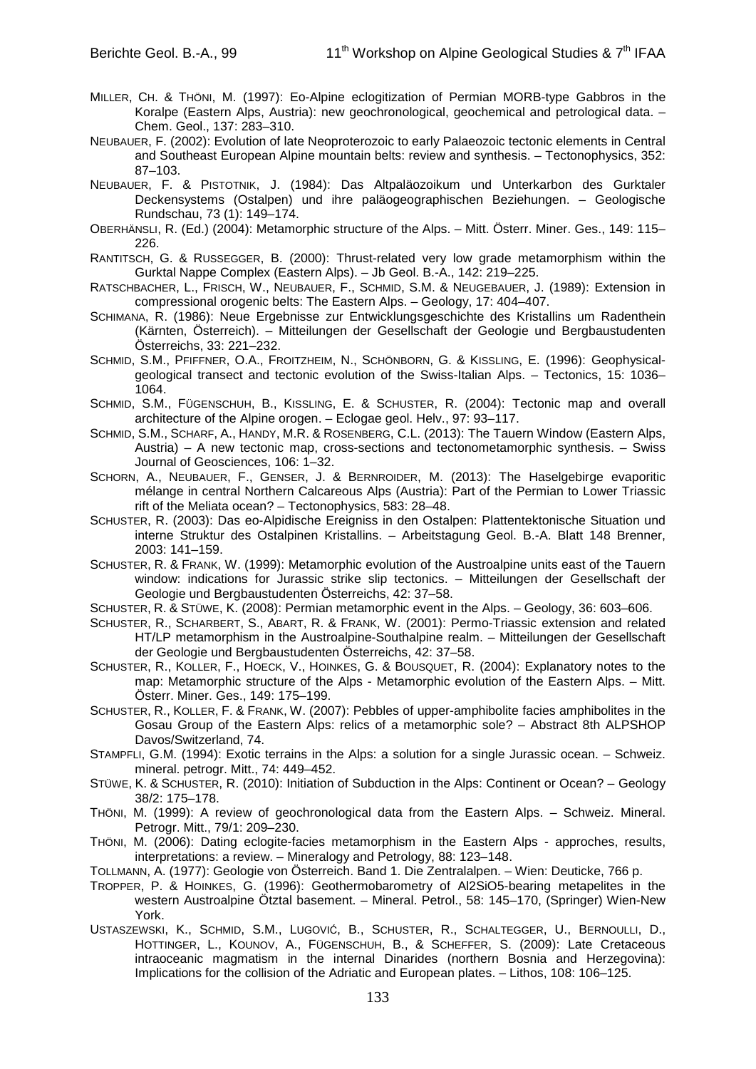MILLER, CH. & THÖNI, M. (1997): Eo-Alpine eclogitization of Permian MORB-type Gabbros in the Koralpe (Eastern Alps, Austria): new geochronological, geochemical and petrological data. – Chem. Geol., 137: 283–310.

NEUBAUER, F. (2002): Evolution of late Neoproterozoic to early Palaeozoic tectonic elements in Central and Southeast European Alpine mountain belts: review and synthesis. – Tectonophysics, 352: 87–103.

NEUBAUER, F. & PISTOTNIK, J. (1984): Das Altpaläozoikum und Unterkarbon des Gurktaler Deckensystems (Ostalpen) und ihre paläogeographischen Beziehungen. – Geologische Rundschau, 73 (1): 149–174.

OBERHÄNSLI, R. (Ed.) (2004): Metamorphic structure of the Alps. – Mitt. Österr. Miner. Ges., 149: 115–226.

RANTITSCH, G. & RUSSEGGER, B. (2000): Thrust-related very low grade metamorphism within the Gurktal Nappe Complex (Eastern Alps). – Jb Geol. B.-A., 142: 219–225.

RATSCHBACHER, L., FRISCH, W., NEUBAUER, F., SCHMID, S.M. & NEUGEBAUER, J. (1989): Extension in compressional orogenic belts: The Eastern Alps. – Geology, 17: 404–407.

SCHIMANA, R. (1986): Neue Ergebnisse zur Entwicklungsgeschichte des Kristallins um Radenthein (Kärnten, Österreich). – Mitteilungen der Gesellschaft der Geologie und Bergbaustudenten Österreichs, 33: 221–232.

SCHMID, S.M., PFIFFNER, O.A., FROITZHEIM, N., SCHÖNBORN, G. & KISSLING, E. (1996): Geophysical-geological transect and tectonic evolution of the Swiss-Italian Alps. – Tectonics, 15: 1036–1064.

SCHMID, S.M., FÜGENSCHUH, B., KISSLING, E. & SCHUSTER, R. (2004): Tectonic map and overall architecture of the Alpine orogen. – Eclogae geol. Helv., 97: 93–117.

SCHMID, S.M., SCHARF, A., HANDY, M.R. & ROSENBERG, C.L. (2013): The Tauern Window (Eastern Alps, Austria) – A new tectonic map, cross-sections and tectonometamorphic synthesis. – Swiss Journal of Geosciences, 106: 1–32.

SCHORN, A., NEUBAUER, F., GENSER, J. & BERNROIDER, M. (2013): The Haselgebirge evaporitic mélange in central Northern Calcareous Alps (Austria): Part of the Permian to Lower Triassic rift of the Meliata ocean? – Tectonophysics, 583: 28–48.

SCHUSTER, R. (2003): Das eo-Alpidische Ereigniss in den Ostalpen: Plattentektonische Situation und interne Struktur des Ostalpinen Kristallins. – Arbeitstagung Geol. B.-A. Blatt 148 Brenner, 2003: 141–159.

SCHUSTER, R. & FRANK, W. (1999): Metamorphic evolution of the Austroalpine units east of the Tauern window: indications for Jurassic strike slip tectonics. – Mitteilungen der Gesellschaft der Geologie und Bergbaustudenten Österreichs, 42: 37–58.

SCHUSTER, R. & STÜWE, K. (2008): Permian metamorphic event in the Alps. – Geology, 36: 603–606.

SCHUSTER, R., SCHARBERT, S., ABART, R. & FRANK, W. (2001): Permo-Triassic extension and related HT/LP metamorphism in the Austroalpine-Southalpine realm. – Mitteilungen der Gesellschaft der Geologie und Bergbaustudenten Österreichs, 42: 37–58.

SCHUSTER, R., KOLLER, F., HOECK, V., HOINKES, G. & BOUSQUET, R. (2004): Explanatory notes to the map: Metamorphic structure of the Alps - Metamorphic evolution of the Eastern Alps. – Mitt. Österr. Miner. Ges., 149: 175–199.

SCHUSTER, R., KOLLER, F. & FRANK, W. (2007): Pebbles of upper-amphibolite facies amphibolites in the Gosau Group of the Eastern Alps: relics of a metamorphic sole? – Abstract 8th ALPSHOP Davos/Switzerland, 74.

STAMPFLI, G.M. (1994): Exotic terrains in the Alps: a solution for a single Jurassic ocean. – Schweiz. mineral. petrogr. Mitt., 74: 449–452.

STÜWE, K. & SCHUSTER, R. (2010): Initiation of Subduction in the Alps: Continent or Ocean? – Geology 38/2: 175–178.

THÖNI, M. (1999): A review of geochronological data from the Eastern Alps. – Schweiz. Mineral. Petrogr. Mitt., 79/1: 209–230.

THÖNI, M. (2006): Dating eclogite-facies metamorphism in the Eastern Alps - approches, results, interpretations: a review. – Mineralogy and Petrology, 88: 123–148.

TOLLMANN, A. (1977): Geologie von Österreich. Band 1. Die Zentralalpen. – Wien: Deuticke, 766 p.

TROPPER, P. & HOINKES, G. (1996): Geothermobarometry of Al2SiO5-bearing metapelites in the western Austroalpine Ötztal basement. – Mineral. Petrol., 58: 145–170, (Springer) Wien-New York.

USTASZEWSKI, K., SCHMID, S.M., LUGOVIĆ, B., SCHUSTER, R., SCHALTEGGER, U., BERNOULLI, D., HOTTINGER, L., KOUNOV, A., FÜGENSCHUH, B., & SCHEFFER, S. (2009): Late Cretaceous intraoceanic magmatism in the internal Dinarides (northern Bosnia and Herzegovina): Implications for the collision of the Adriatic and European plates. – Lithos, 108: 106–125.